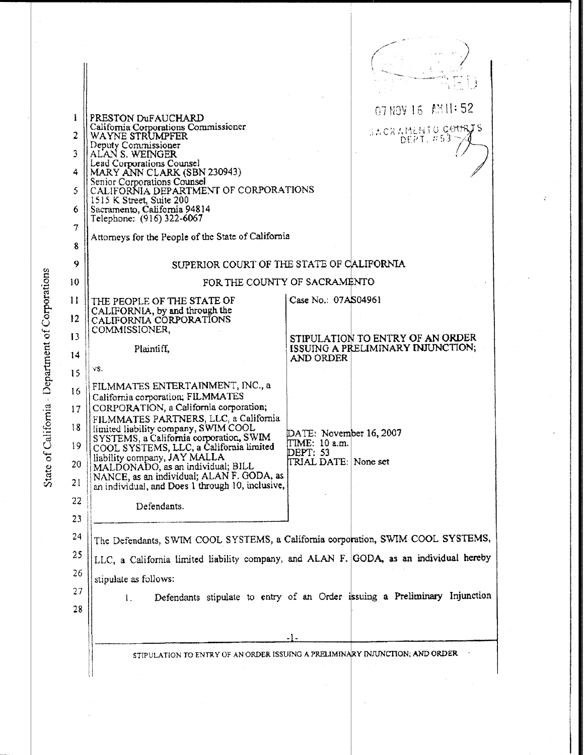PRESTON DuFAUCHARD
California Corporations Commissioner
WAYNE STRUMPFER
Deputy Commissioner
ALAN S. WEINGER
Lead Corporations Counsel
MARY ANN CLARK (SBN 230943)
Senior Corporations Counsel
CALIFORNIA DEPARTMENT OF CORPORATIONS
1515 K Street, Suite 200
Sacramento, California 94814
Telephone: (916) 322-6067

Attorneys for the People of the State of California

07 NOV 16 AM 11:52
SACRAMENTO COURTS
DEPT. #53

# SUPERIOR COURT OF THE STATE OF CALIFORNIA

## FOR THE COUNTY OF SACRAMENTO

THE PEOPLE OF THE STATE OF CALIFORNIA, by and through the CALIFORNIA CORPORATIONS COMMISSIONER,

Plaintiff,

vs.

FILMMATES ENTERTAINMENT, INC., a California corporation; FILMMATES CORPORATION, a California corporation; FILMMATES PARTNERS, LLC, a California limited liability company, SWIM COOL SYSTEMS, a California corporation, SWIM COOL SYSTEMS, LLC, a California limited liability company, JAY MALLA MALDONADO, as an individual; BILL NANCE, as an individual; ALAN F. GODA, as an individual, and Does 1 through 10, inclusive,

Defendants.

Case No.: 07AS04961

**STIPULATION TO ENTRY OF AN ORDER ISSUING A PRELIMINARY INJUNCTION; AND ORDER**

DATE: November 16, 2007
TIME: 10 a.m.
DEPT: 53
TRIAL DATE: None set

The Defendants, SWIM COOL SYSTEMS, a California corporation, SWIM COOL SYSTEMS, LLC, a California limited liability company, and ALAN F. GODA, as an individual hereby stipulate as follows:

1. Defendants stipulate to entry of an Order issuing a Preliminary Injunction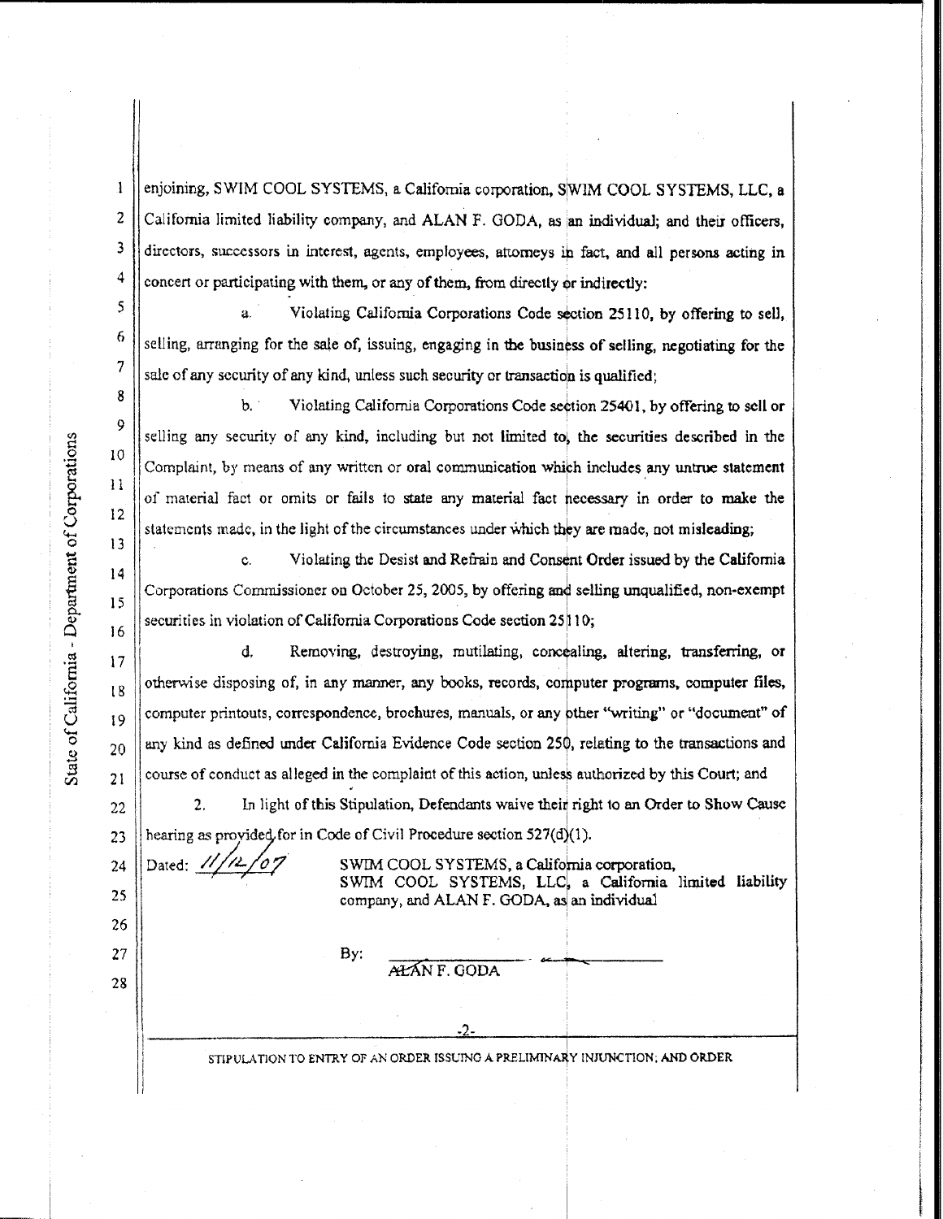enjoining, SWIM COOL SYSTEMS, a California corporation, SWIM COOL SYSTEMS, LLC, a California limited liability company, and ALAN F. GODA, as an individual; and their officers, directors, successors in interest, agents, employees, attorneys in fact, and all persons acting in concert or participating with them, or any of them, from directly or indirectly:

a. Violating California Corporations Code section 25110, by offering to sell, selling, arranging for the sale of, issuing, engaging in the business of selling, negotiating for the sale of any security of any kind, unless such security or transaction is qualified;

b. Violating California Corporations Code section 25401, by offering to sell or selling any security of any kind, including but not limited to, the securities described in the Complaint, by means of any written or oral communication which includes any untrue statement of material fact or omits or fails to state any material fact necessary in order to make the statements made, in the light of the circumstances under which they are made, not misleading;

c. Violating the Desist and Refrain and Consent Order issued by the California Corporations Commissioner on October 25, 2005, by offering and selling unqualified, non-exempt securities in violation of California Corporations Code section 25110;

d. Removing, destroying, mutilating, concealing, altering, transferring, or otherwise disposing of, in any manner, any books, records, computer programs, computer files, computer printouts, correspondence, brochures, manuals, or any other "writing" or "document" of any kind as defined under California Evidence Code section 250, relating to the transactions and course of conduct as alleged in the complaint of this action, unless authorized by this Court; and

2. In light of this Stipulation, Defendants waive their right to an Order to Show Cause hearing as provided for in Code of Civil Procedure section 527(d)(1).

Dated: 11/12/07

SWIM COOL SYSTEMS, a California corporation, SWIM COOL SYSTEMS, LLC, a California limited liability company, and ALAN F. GODA, as an individual

By: ______________________
ALAN F. GODA

STIPULATION TO ENTRY OF AN ORDER ISSUING A PRELIMINARY INJUNCTION; AND ORDER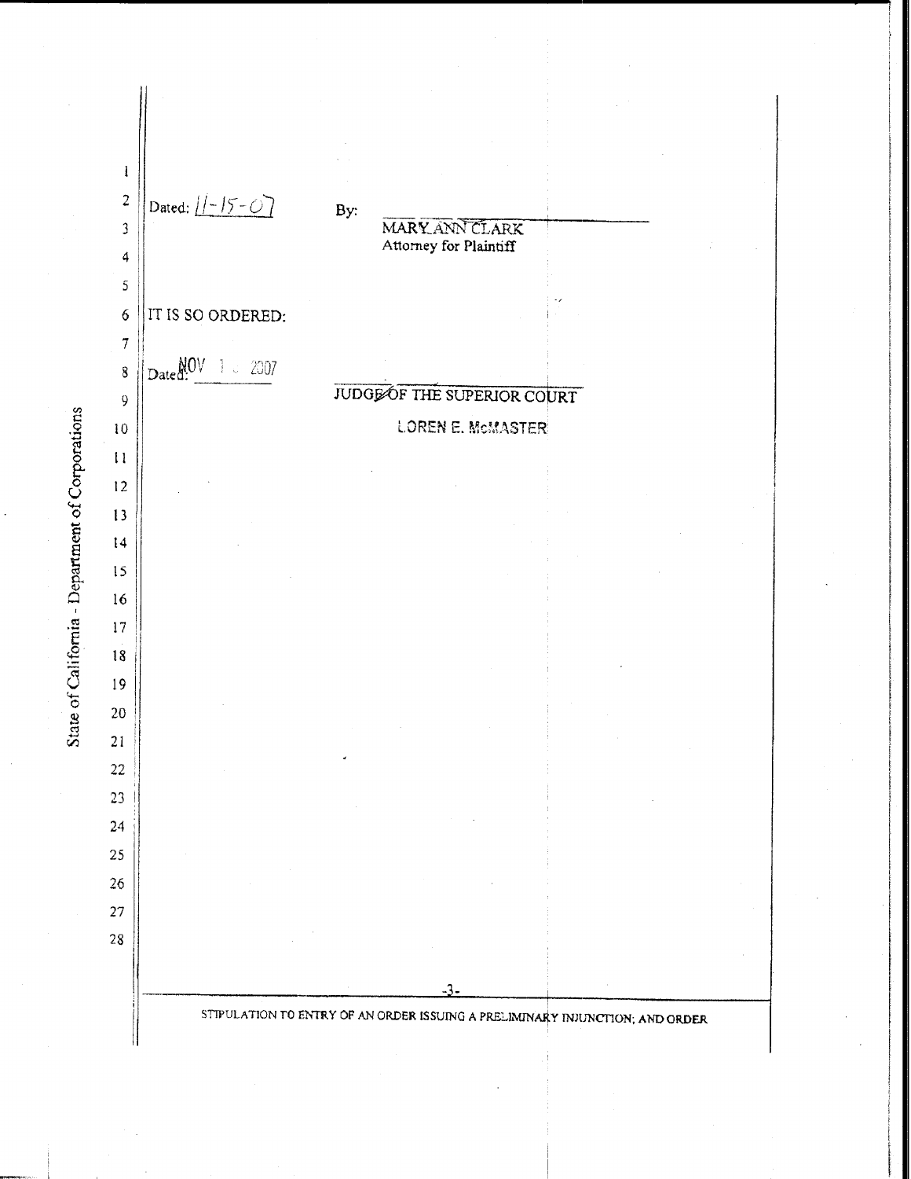Dated: 11-15-07

By: \_\_\_\_\_\_\_\_\_\_\_\_\_\_\_\_\_\_\_\_\_\_\_\_\_\_\_\_\_\_\_\_
MARY ANN CLARK
Attorney for Plaintiff

IT IS SO ORDERED:

Dated: NOV 1 2007

\_\_\_\_\_\_\_\_\_\_\_\_\_\_\_\_\_\_\_\_\_\_\_\_\_\_\_\_\_\_\_\_
JUDGE OF THE SUPERIOR COURT
LOREN E. McMASTER

STIPULATION TO ENTRY OF AN ORDER ISSUING A PRELIMINARY INJUNCTION; AND ORDER